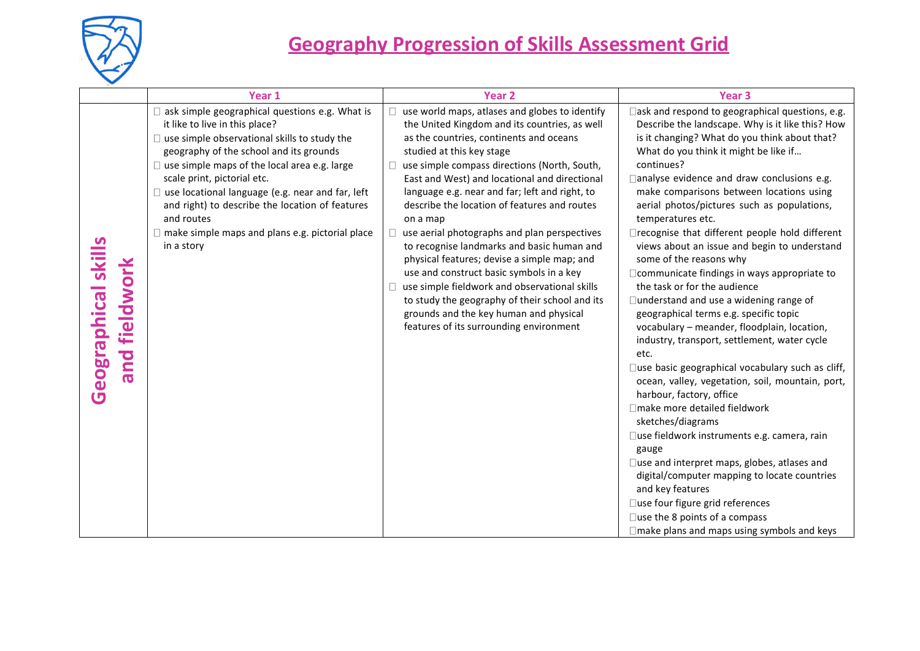# Geography Progression of Skills Assessment Grid

| | Year 1 | Year 2 | Year 3 |
|---|---|---|---|
| Geographical skills and fieldwork | ☐ ask simple geographical questions e.g. What is it like to live in this place?<br>☐ use simple observational skills to study the geography of the school and its grounds<br>☐ use simple maps of the local area e.g. large scale print, pictorial etc.<br>☐ use locational language (e.g. near and far, left and right) to describe the location of features and routes<br>☐ make simple maps and plans e.g. pictorial place in a story | ☐ use world maps, atlases and globes to identify the United Kingdom and its countries, as well as the countries, continents and oceans studied at this key stage<br>☐ use simple compass directions (North, South, East and West) and locational and directional language e.g. near and far; left and right, to describe the location of features and routes on a map<br>☐ use aerial photographs and plan perspectives to recognise landmarks and basic human and physical features; devise a simple map; and use and construct basic symbols in a key<br>☐ use simple fieldwork and observational skills to study the geography of their school and its grounds and the key human and physical features of its surrounding environment | ☐ask and respond to geographical questions, e.g. Describe the landscape. Why is it like this? How is it changing? What do you think about that? What do you think it might be like if… continues?<br>☐analyse evidence and draw conclusions e.g. make comparisons between locations using aerial photos/pictures such as populations, temperatures etc.<br>☐recognise that different people hold different views about an issue and begin to understand some of the reasons why<br>☐communicate findings in ways appropriate to the task or for the audience<br>☐understand and use a widening range of geographical terms e.g. specific topic vocabulary – meander, floodplain, location, industry, transport, settlement, water cycle etc.<br>☐use basic geographical vocabulary such as cliff, ocean, valley, vegetation, soil, mountain, port, harbour, factory, office<br>☐make more detailed fieldwork sketches/diagrams<br>☐use fieldwork instruments e.g. camera, rain gauge<br>☐use and interpret maps, globes, atlases and digital/computer mapping to locate countries and key features<br>☐use four figure grid references<br>☐use the 8 points of a compass<br>☐make plans and maps using symbols and keys |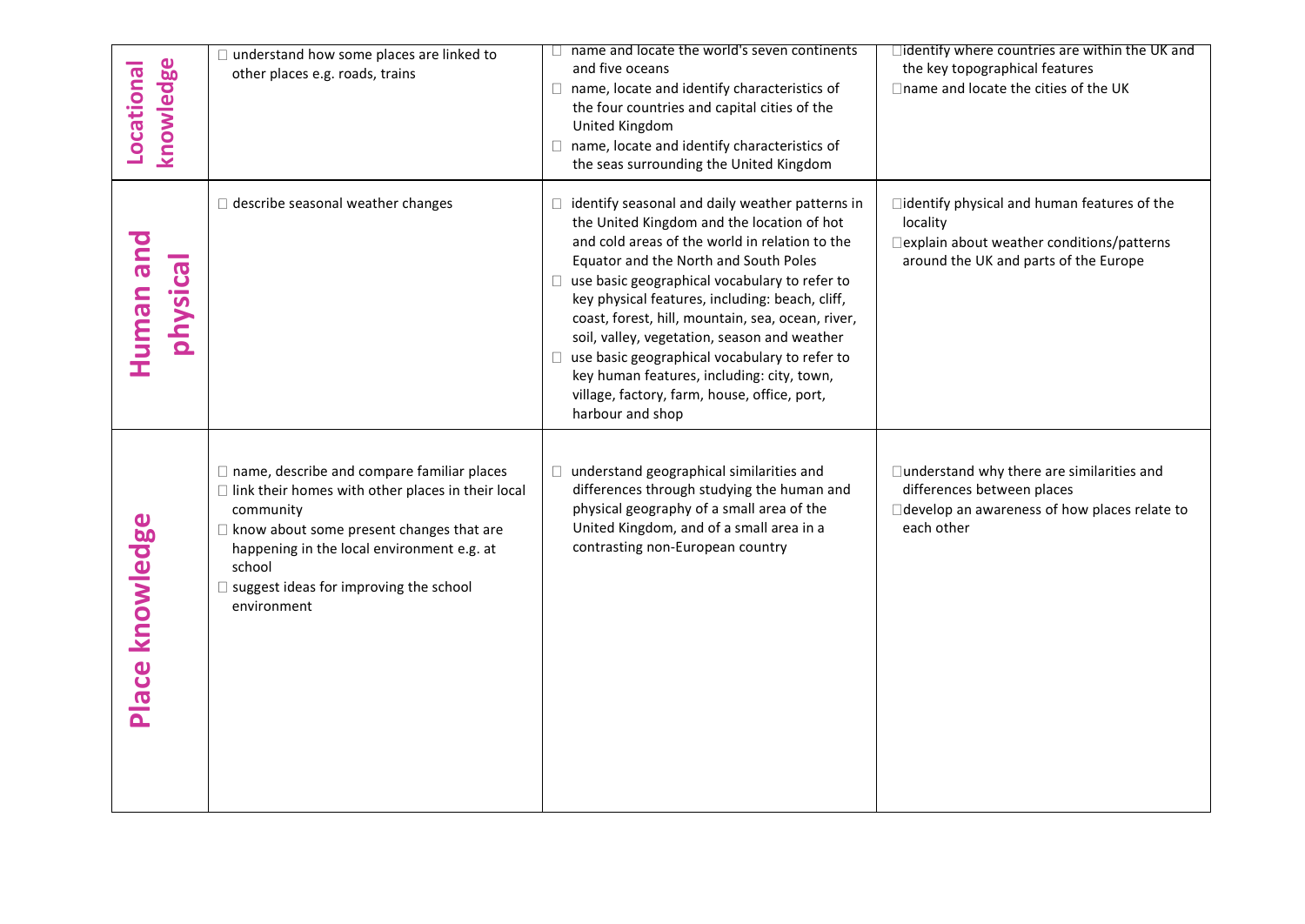| | | | |
|---|---|---|---|
| **Locational knowledge** | □ understand how some places are linked to other places e.g. roads, trains | □ name and locate the world's seven continents and five oceans<br>□ name, locate and identify characteristics of the four countries and capital cities of the United Kingdom<br>□ name, locate and identify characteristics of the seas surrounding the United Kingdom | □identify where countries are within the UK and the key topographical features<br>□name and locate the cities of the UK |
| **Human and physical** | □ describe seasonal weather changes | □ identify seasonal and daily weather patterns in the United Kingdom and the location of hot and cold areas of the world in relation to the Equator and the North and South Poles<br>□ use basic geographical vocabulary to refer to key physical features, including: beach, cliff, coast, forest, hill, mountain, sea, ocean, river, soil, valley, vegetation, season and weather<br>□ use basic geographical vocabulary to refer to key human features, including: city, town, village, factory, farm, house, office, port, harbour and shop | □identify physical and human features of the locality<br>□explain about weather conditions/patterns around the UK and parts of the Europe |
| **Place knowledge** | □ name, describe and compare familiar places<br>□ link their homes with other places in their local community<br>□ know about some present changes that are happening in the local environment e.g. at school<br>□ suggest ideas for improving the school environment | □ understand geographical similarities and differences through studying the human and physical geography of a small area of the United Kingdom, and of a small area in a contrasting non-European country | □understand why there are similarities and differences between places<br>□develop an awareness of how places relate to each other |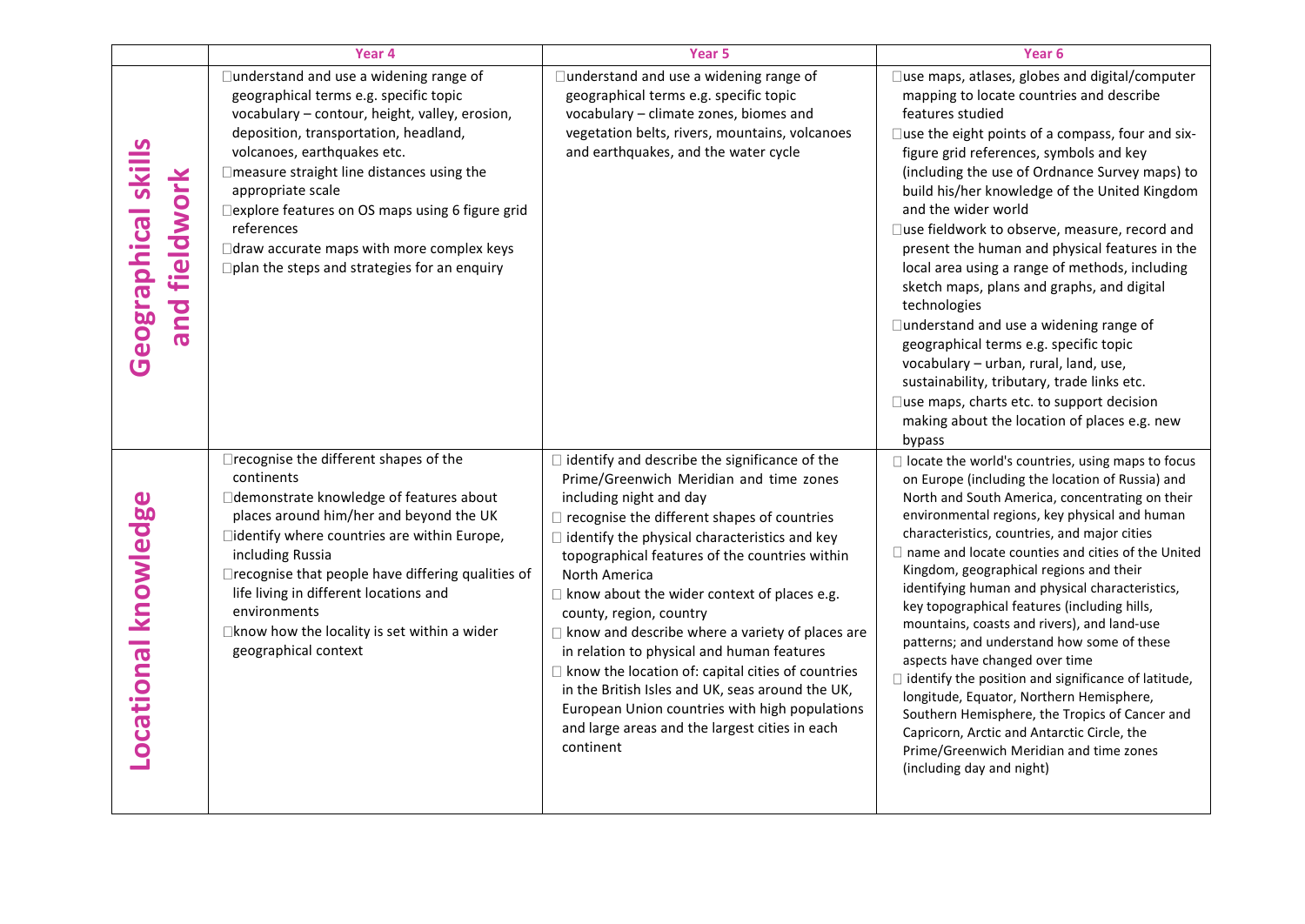| | Year 4 | Year 5 | Year 6 |
|---|---|---|---|
| **Geographical skills and fieldwork** | □understand and use a widening range of geographical terms e.g. specific topic vocabulary – contour, height, valley, erosion, deposition, transportation, headland, volcanoes, earthquakes etc.<br>□measure straight line distances using the appropriate scale<br>□explore features on OS maps using 6 figure grid references<br>□draw accurate maps with more complex keys<br>□plan the steps and strategies for an enquiry | □understand and use a widening range of geographical terms e.g. specific topic vocabulary – climate zones, biomes and vegetation belts, rivers, mountains, volcanoes and earthquakes, and the water cycle | □use maps, atlases, globes and digital/computer mapping to locate countries and describe features studied<br>□use the eight points of a compass, four and six-figure grid references, symbols and key (including the use of Ordnance Survey maps) to build his/her knowledge of the United Kingdom and the wider world<br>□use fieldwork to observe, measure, record and present the human and physical features in the local area using a range of methods, including sketch maps, plans and graphs, and digital technologies<br>□understand and use a widening range of geographical terms e.g. specific topic vocabulary – urban, rural, land, use, sustainability, tributary, trade links etc.<br>□use maps, charts etc. to support decision making about the location of places e.g. new bypass |
| **Locational knowledge** | □recognise the different shapes of the continents<br>□demonstrate knowledge of features about places around him/her and beyond the UK<br>□identify where countries are within Europe, including Russia<br>□recognise that people have differing qualities of life living in different locations and environments<br>□know how the locality is set within a wider geographical context | □ identify and describe the significance of the Prime/Greenwich Meridian and time zones including night and day<br>□ recognise the different shapes of countries<br>□ identify the physical characteristics and key topographical features of the countries within North America<br>□ know about the wider context of places e.g. county, region, country<br>□ know and describe where a variety of places are in relation to physical and human features<br>□ know the location of: capital cities of countries in the British Isles and UK, seas around the UK, European Union countries with high populations and large areas and the largest cities in each continent | □ locate the world's countries, using maps to focus on Europe (including the location of Russia) and North and South America, concentrating on their environmental regions, key physical and human characteristics, countries, and major cities<br>□ name and locate counties and cities of the United Kingdom, geographical regions and their identifying human and physical characteristics, key topographical features (including hills, mountains, coasts and rivers), and land-use patterns; and understand how some of these aspects have changed over time<br>□ identify the position and significance of latitude, longitude, Equator, Northern Hemisphere, Southern Hemisphere, the Tropics of Cancer and Capricorn, Arctic and Antarctic Circle, the Prime/Greenwich Meridian and time zones (including day and night) |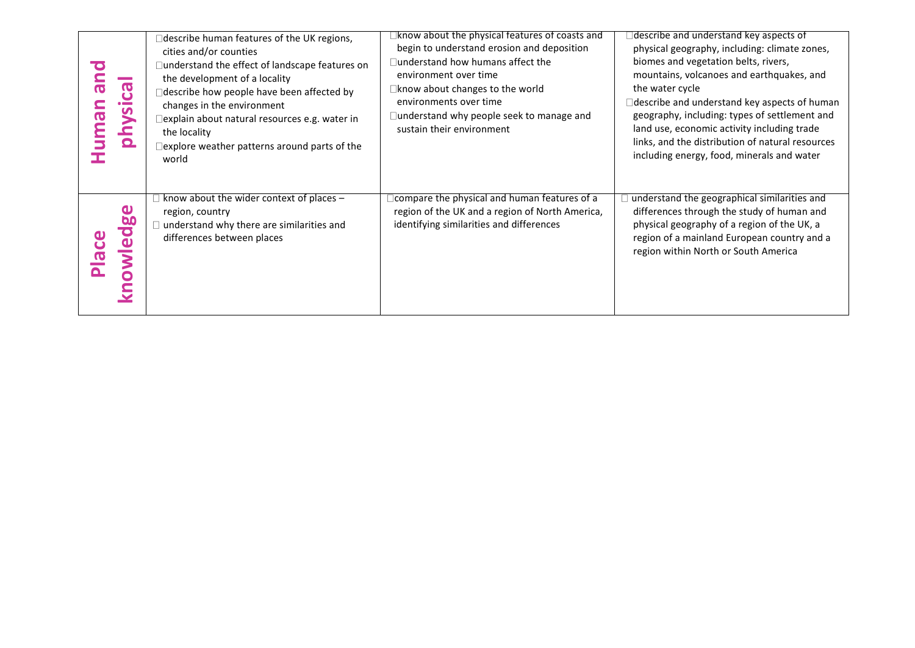| | | | |
|---|---|---|---|
| **Human and physical** | describe human features of the UK regions, cities and/or counties<br>understand the effect of landscape features on the development of a locality<br>describe how people have been affected by changes in the environment<br>explain about natural resources e.g. water in the locality<br>explore weather patterns around parts of the world | know about the physical features of coasts and begin to understand erosion and deposition<br>understand how humans affect the environment over time<br>know about changes to the world environments over time<br>understand why people seek to manage and sustain their environment | describe and understand key aspects of physical geography, including: climate zones, biomes and vegetation belts, rivers, mountains, volcanoes and earthquakes, and the water cycle<br>describe and understand key aspects of human geography, including: types of settlement and land use, economic activity including trade links, and the distribution of natural resources including energy, food, minerals and water |
| **Place knowledge** | know about the wider context of places – region, country<br>understand why there are similarities and differences between places | compare the physical and human features of a region of the UK and a region of North America, identifying similarities and differences | understand the geographical similarities and differences through the study of human and physical geography of a region of the UK, a region of a mainland European country and a region within North or South America |